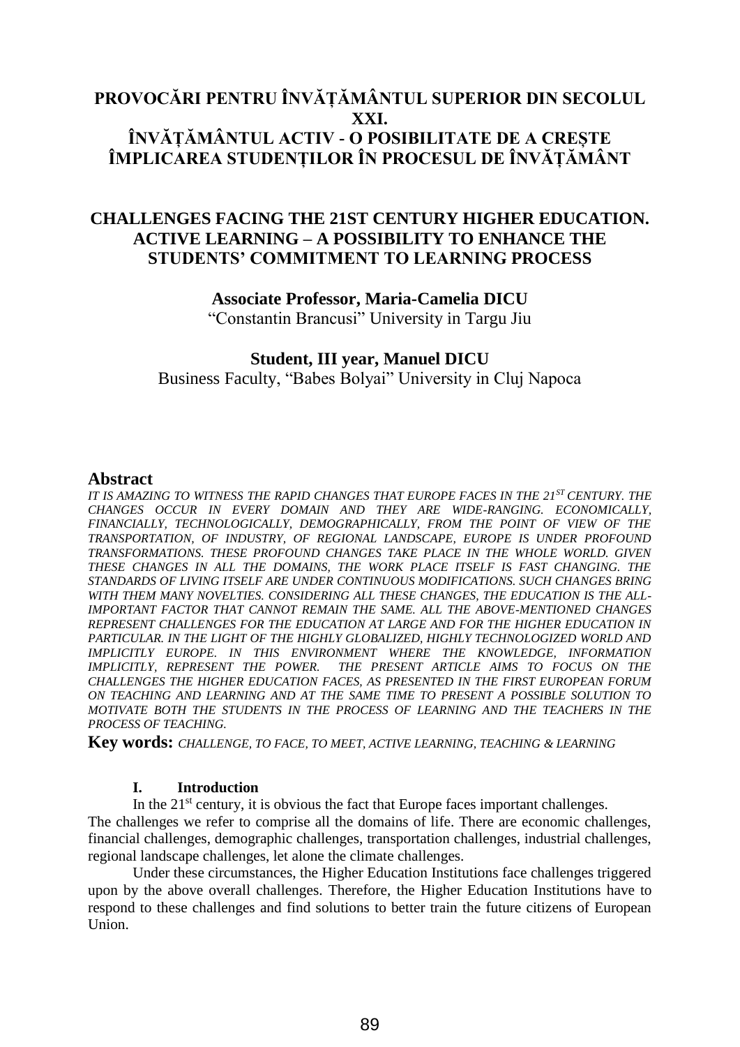# PROVOCĂRI PENTRU ÎNVĂȚĂMÂNTUL SUPERIOR DIN SECOLUL XXI.
# ÎNVĂȚĂMÂNTUL ACTIV - O POSIBILITATE DE A CREȘTE ÎMPLICAREA STUDENȚILOR ÎN PROCESUL DE ÎNVĂȚĂMÂNT

# CHALLENGES FACING THE 21ST CENTURY HIGHER EDUCATION. ACTIVE LEARNING – A POSSIBILITY TO ENHANCE THE STUDENTS' COMMITMENT TO LEARNING PROCESS

**Associate Professor, Maria-Camelia DICU**
"Constantin Brancusi" University in Targu Jiu

**Student, III year, Manuel DICU**
Business Faculty, "Babes Bolyai" University in Cluj Napoca

## Abstract

*IT IS AMAZING TO WITNESS THE RAPID CHANGES THAT EUROPE FACES IN THE 21ST CENTURY. THE CHANGES OCCUR IN EVERY DOMAIN AND THEY ARE WIDE-RANGING. ECONOMICALLY, FINANCIALLY, TECHNOLOGICALLY, DEMOGRAPHICALLY, FROM THE POINT OF VIEW OF THE TRANSPORTATION, OF INDUSTRY, OF REGIONAL LANDSCAPE, EUROPE IS UNDER PROFOUND TRANSFORMATIONS. THESE PROFOUND CHANGES TAKE PLACE IN THE WHOLE WORLD. GIVEN THESE CHANGES IN ALL THE DOMAINS, THE WORK PLACE ITSELF IS FAST CHANGING. THE STANDARDS OF LIVING ITSELF ARE UNDER CONTINUOUS MODIFICATIONS. SUCH CHANGES BRING WITH THEM MANY NOVELTIES. CONSIDERING ALL THESE CHANGES, THE EDUCATION IS THE ALL-IMPORTANT FACTOR THAT CANNOT REMAIN THE SAME. ALL THE ABOVE-MENTIONED CHANGES REPRESENT CHALLENGES FOR THE EDUCATION AT LARGE AND FOR THE HIGHER EDUCATION IN PARTICULAR. IN THE LIGHT OF THE HIGHLY GLOBALIZED, HIGHLY TECHNOLOGIZED WORLD AND IMPLICITLY EUROPE. IN THIS ENVIRONMENT WHERE THE KNOWLEDGE, INFORMATION IMPLICITLY, REPRESENT THE POWER. THE PRESENT ARTICLE AIMS TO FOCUS ON THE CHALLENGES THE HIGHER EDUCATION FACES, AS PRESENTED IN THE FIRST EUROPEAN FORUM ON TEACHING AND LEARNING AND AT THE SAME TIME TO PRESENT A POSSIBLE SOLUTION TO MOTIVATE BOTH THE STUDENTS IN THE PROCESS OF LEARNING AND THE TEACHERS IN THE PROCESS OF TEACHING.*

**Key words:** *CHALLENGE, TO FACE, TO MEET, ACTIVE LEARNING, TEACHING & LEARNING*

### I. Introduction

In the 21st century, it is obvious the fact that Europe faces important challenges. The challenges we refer to comprise all the domains of life. There are economic challenges, financial challenges, demographic challenges, transportation challenges, industrial challenges, regional landscape challenges, let alone the climate challenges.

Under these circumstances, the Higher Education Institutions face challenges triggered upon by the above overall challenges. Therefore, the Higher Education Institutions have to respond to these challenges and find solutions to better train the future citizens of European Union.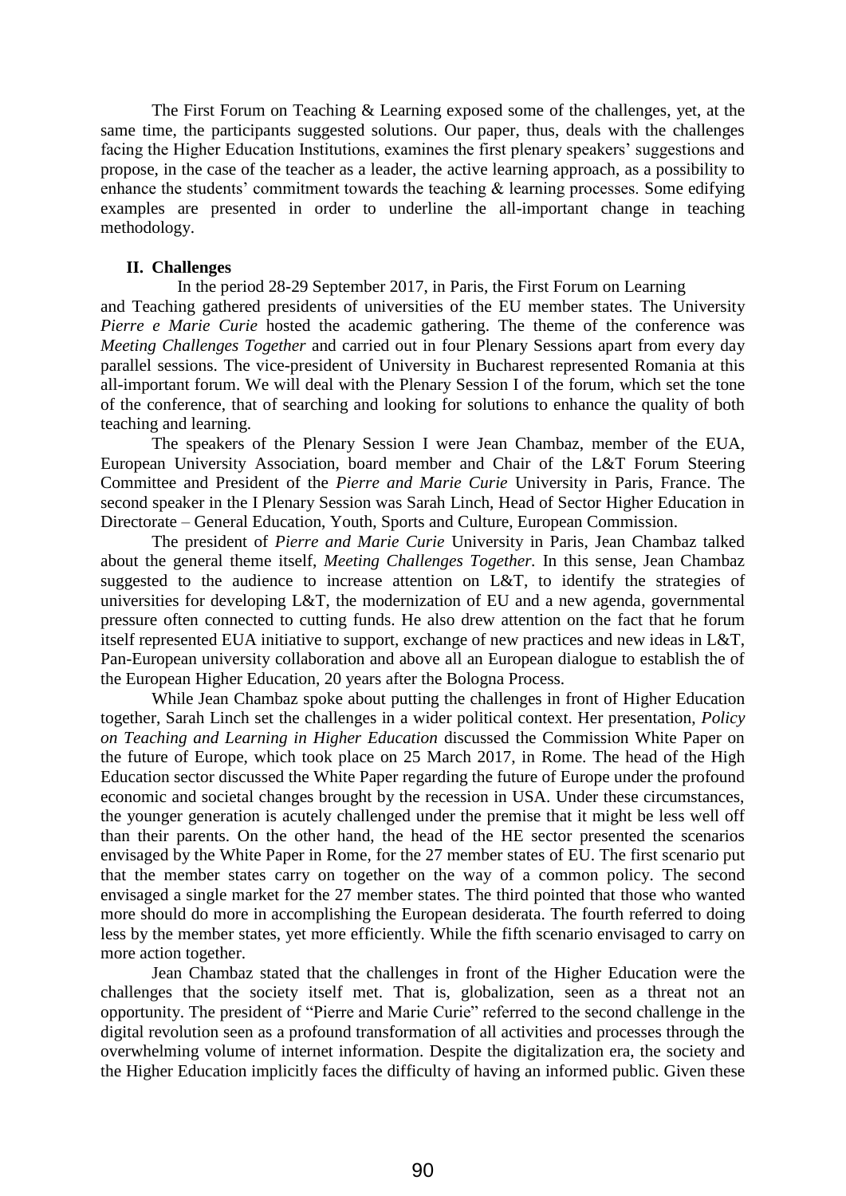The First Forum on Teaching & Learning exposed some of the challenges, yet, at the same time, the participants suggested solutions. Our paper, thus, deals with the challenges facing the Higher Education Institutions, examines the first plenary speakers' suggestions and propose, in the case of the teacher as a leader, the active learning approach, as a possibility to enhance the students' commitment towards the teaching & learning processes. Some edifying examples are presented in order to underline the all-important change in teaching methodology.

## II. Challenges

In the period 28-29 September 2017, in Paris, the First Forum on Learning and Teaching gathered presidents of universities of the EU member states. The University *Pierre e Marie Curie* hosted the academic gathering. The theme of the conference was *Meeting Challenges Together* and carried out in four Plenary Sessions apart from every day parallel sessions. The vice-president of University in Bucharest represented Romania at this all-important forum. We will deal with the Plenary Session I of the forum, which set the tone of the conference, that of searching and looking for solutions to enhance the quality of both teaching and learning.

The speakers of the Plenary Session I were Jean Chambaz, member of the EUA, European University Association, board member and Chair of the L&T Forum Steering Committee and President of the *Pierre and Marie Curie* University in Paris, France. The second speaker in the I Plenary Session was Sarah Linch, Head of Sector Higher Education in Directorate – General Education, Youth, Sports and Culture, European Commission.

The president of *Pierre and Marie Curie* University in Paris, Jean Chambaz talked about the general theme itself, *Meeting Challenges Together.* In this sense, Jean Chambaz suggested to the audience to increase attention on L&T, to identify the strategies of universities for developing L&T, the modernization of EU and a new agenda, governmental pressure often connected to cutting funds. He also drew attention on the fact that he forum itself represented EUA initiative to support, exchange of new practices and new ideas in L&T, Pan-European university collaboration and above all an European dialogue to establish the of the European Higher Education, 20 years after the Bologna Process.

While Jean Chambaz spoke about putting the challenges in front of Higher Education together, Sarah Linch set the challenges in a wider political context. Her presentation, *Policy on Teaching and Learning in Higher Education* discussed the Commission White Paper on the future of Europe, which took place on 25 March 2017, in Rome. The head of the High Education sector discussed the White Paper regarding the future of Europe under the profound economic and societal changes brought by the recession in USA. Under these circumstances, the younger generation is acutely challenged under the premise that it might be less well off than their parents. On the other hand, the head of the HE sector presented the scenarios envisaged by the White Paper in Rome, for the 27 member states of EU. The first scenario put that the member states carry on together on the way of a common policy. The second envisaged a single market for the 27 member states. The third pointed that those who wanted more should do more in accomplishing the European desiderata. The fourth referred to doing less by the member states, yet more efficiently. While the fifth scenario envisaged to carry on more action together.

Jean Chambaz stated that the challenges in front of the Higher Education were the challenges that the society itself met. That is, globalization, seen as a threat not an opportunity. The president of "Pierre and Marie Curie" referred to the second challenge in the digital revolution seen as a profound transformation of all activities and processes through the overwhelming volume of internet information. Despite the digitalization era, the society and the Higher Education implicitly faces the difficulty of having an informed public. Given these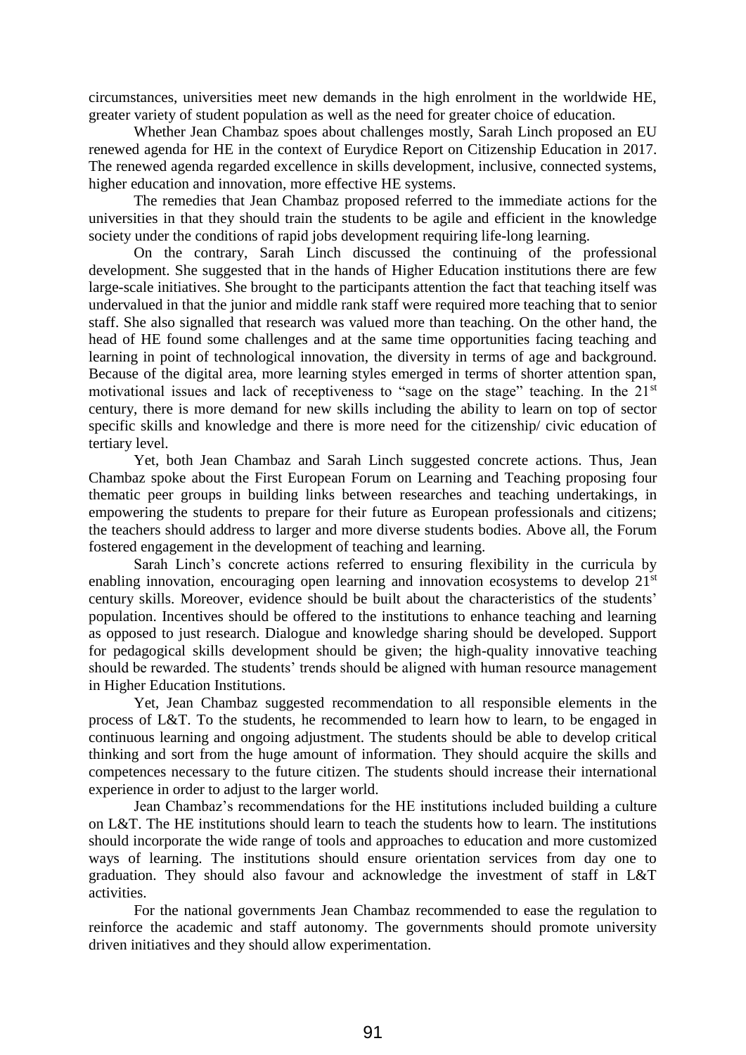circumstances, universities meet new demands in the high enrolment in the worldwide HE, greater variety of student population as well as the need for greater choice of education.

Whether Jean Chambaz spoes about challenges mostly, Sarah Linch proposed an EU renewed agenda for HE in the context of Eurydice Report on Citizenship Education in 2017. The renewed agenda regarded excellence in skills development, inclusive, connected systems, higher education and innovation, more effective HE systems.

The remedies that Jean Chambaz proposed referred to the immediate actions for the universities in that they should train the students to be agile and efficient in the knowledge society under the conditions of rapid jobs development requiring life-long learning.

On the contrary, Sarah Linch discussed the continuing of the professional development. She suggested that in the hands of Higher Education institutions there are few large-scale initiatives. She brought to the participants attention the fact that teaching itself was undervalued in that the junior and middle rank staff were required more teaching that to senior staff. She also signalled that research was valued more than teaching. On the other hand, the head of HE found some challenges and at the same time opportunities facing teaching and learning in point of technological innovation, the diversity in terms of age and background. Because of the digital area, more learning styles emerged in terms of shorter attention span, motivational issues and lack of receptiveness to "sage on the stage" teaching. In the 21st century, there is more demand for new skills including the ability to learn on top of sector specific skills and knowledge and there is more need for the citizenship/ civic education of tertiary level.

Yet, both Jean Chambaz and Sarah Linch suggested concrete actions. Thus, Jean Chambaz spoke about the First European Forum on Learning and Teaching proposing four thematic peer groups in building links between researches and teaching undertakings, in empowering the students to prepare for their future as European professionals and citizens; the teachers should address to larger and more diverse students bodies. Above all, the Forum fostered engagement in the development of teaching and learning.

Sarah Linch's concrete actions referred to ensuring flexibility in the curricula by enabling innovation, encouraging open learning and innovation ecosystems to develop 21st century skills. Moreover, evidence should be built about the characteristics of the students' population. Incentives should be offered to the institutions to enhance teaching and learning as opposed to just research. Dialogue and knowledge sharing should be developed. Support for pedagogical skills development should be given; the high-quality innovative teaching should be rewarded. The students' trends should be aligned with human resource management in Higher Education Institutions.

Yet, Jean Chambaz suggested recommendation to all responsible elements in the process of L&T. To the students, he recommended to learn how to learn, to be engaged in continuous learning and ongoing adjustment. The students should be able to develop critical thinking and sort from the huge amount of information. They should acquire the skills and competences necessary to the future citizen. The students should increase their international experience in order to adjust to the larger world.

Jean Chambaz's recommendations for the HE institutions included building a culture on L&T. The HE institutions should learn to teach the students how to learn. The institutions should incorporate the wide range of tools and approaches to education and more customized ways of learning. The institutions should ensure orientation services from day one to graduation. They should also favour and acknowledge the investment of staff in L&T activities.

For the national governments Jean Chambaz recommended to ease the regulation to reinforce the academic and staff autonomy. The governments should promote university driven initiatives and they should allow experimentation.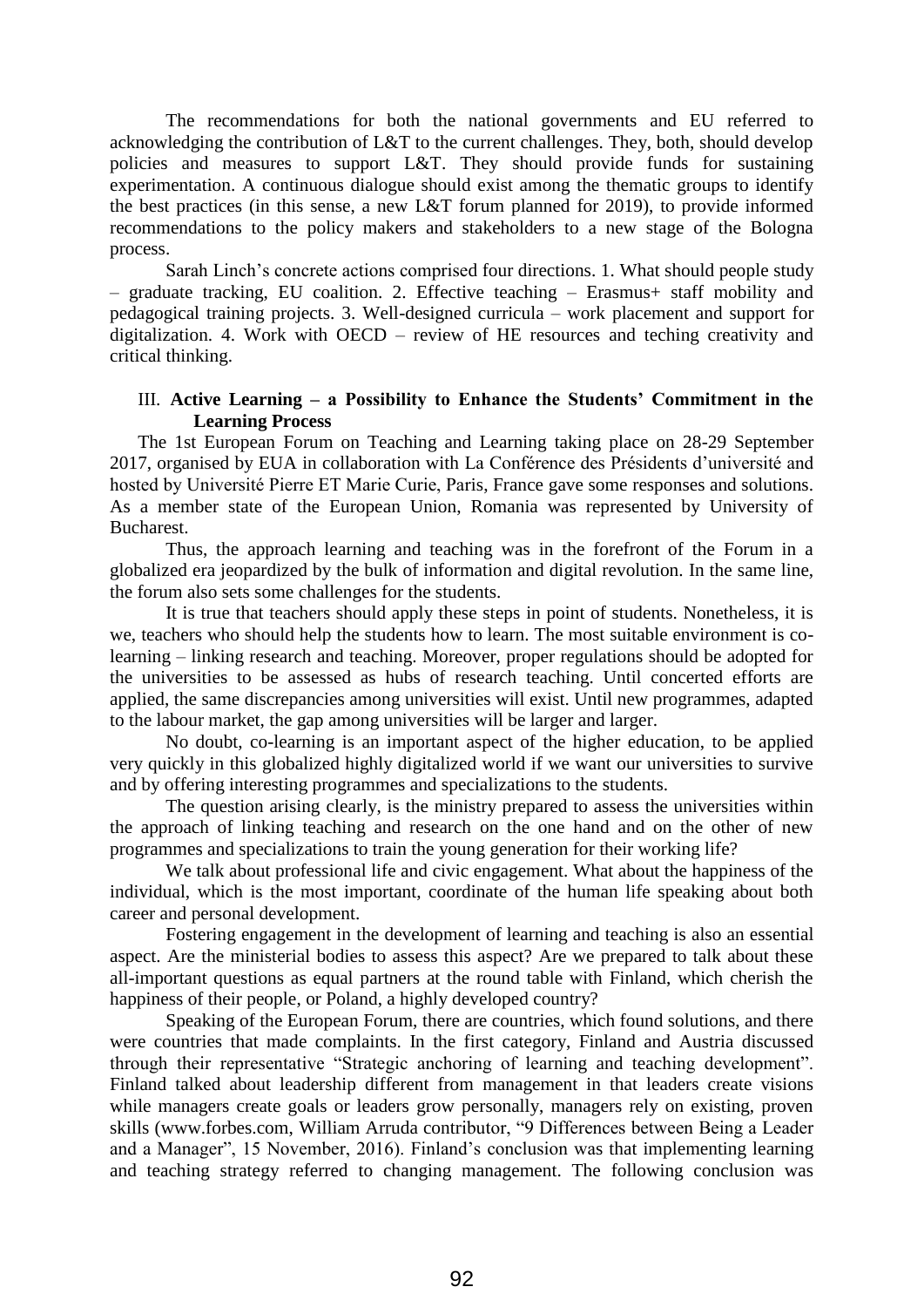The recommendations for both the national governments and EU referred to acknowledging the contribution of L&T to the current challenges. They, both, should develop policies and measures to support L&T. They should provide funds for sustaining experimentation. A continuous dialogue should exist among the thematic groups to identify the best practices (in this sense, a new L&T forum planned for 2019), to provide informed recommendations to the policy makers and stakeholders to a new stage of the Bologna process.

Sarah Linch's concrete actions comprised four directions. 1. What should people study – graduate tracking, EU coalition. 2. Effective teaching – Erasmus+ staff mobility and pedagogical training projects. 3. Well-designed curricula – work placement and support for digitalization. 4. Work with OECD – review of HE resources and teching creativity and critical thinking.

## III. Active Learning – a Possibility to Enhance the Students' Commitment in the Learning Process

The 1st European Forum on Teaching and Learning taking place on 28-29 September 2017, organised by EUA in collaboration with La Conférence des Présidents d'université and hosted by Université Pierre ET Marie Curie, Paris, France gave some responses and solutions. As a member state of the European Union, Romania was represented by University of Bucharest.

Thus, the approach learning and teaching was in the forefront of the Forum in a globalized era jeopardized by the bulk of information and digital revolution. In the same line, the forum also sets some challenges for the students.

It is true that teachers should apply these steps in point of students. Nonetheless, it is we, teachers who should help the students how to learn. The most suitable environment is co-learning – linking research and teaching. Moreover, proper regulations should be adopted for the universities to be assessed as hubs of research teaching. Until concerted efforts are applied, the same discrepancies among universities will exist. Until new programmes, adapted to the labour market, the gap among universities will be larger and larger.

No doubt, co-learning is an important aspect of the higher education, to be applied very quickly in this globalized highly digitalized world if we want our universities to survive and by offering interesting programmes and specializations to the students.

The question arising clearly, is the ministry prepared to assess the universities within the approach of linking teaching and research on the one hand and on the other of new programmes and specializations to train the young generation for their working life?

We talk about professional life and civic engagement. What about the happiness of the individual, which is the most important, coordinate of the human life speaking about both career and personal development.

Fostering engagement in the development of learning and teaching is also an essential aspect. Are the ministerial bodies to assess this aspect? Are we prepared to talk about these all-important questions as equal partners at the round table with Finland, which cherish the happiness of their people, or Poland, a highly developed country?

Speaking of the European Forum, there are countries, which found solutions, and there were countries that made complaints. In the first category, Finland and Austria discussed through their representative "Strategic anchoring of learning and teaching development". Finland talked about leadership different from management in that leaders create visions while managers create goals or leaders grow personally, managers rely on existing, proven skills (www.forbes.com, William Arruda contributor, "9 Differences between Being a Leader and a Manager", 15 November, 2016). Finland's conclusion was that implementing learning and teaching strategy referred to changing management. The following conclusion was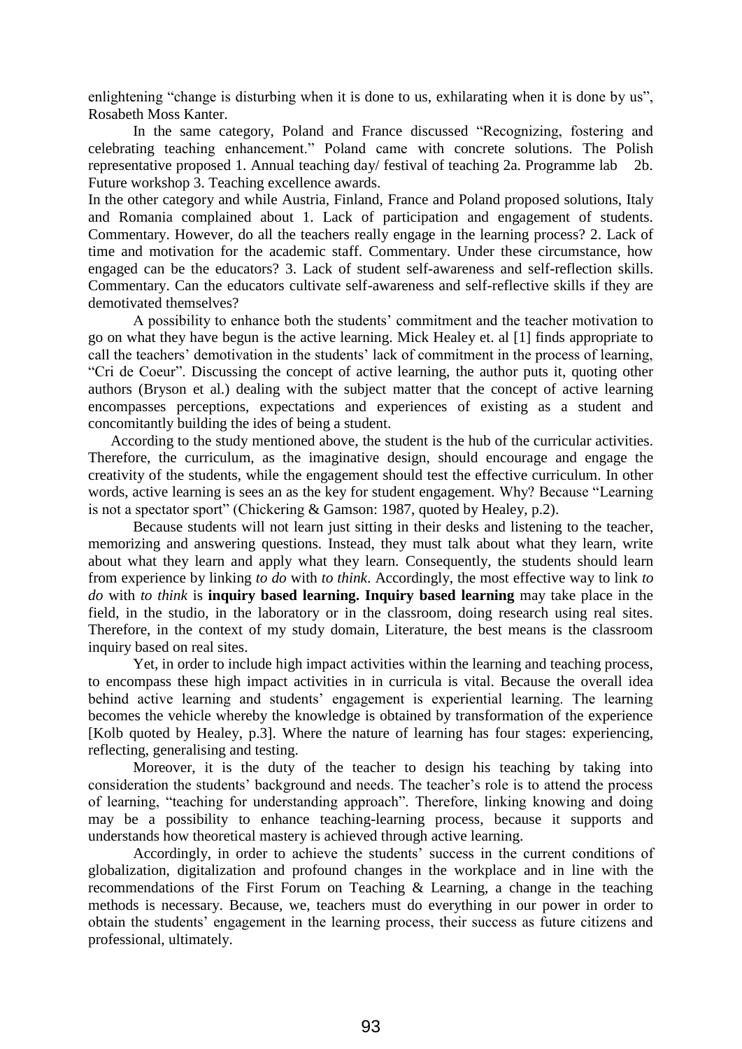enlightening "change is disturbing when it is done to us, exhilarating when it is done by us", Rosabeth Moss Kanter.

In the same category, Poland and France discussed "Recognizing, fostering and celebrating teaching enhancement." Poland came with concrete solutions. The Polish representative proposed 1. Annual teaching day/ festival of teaching 2a. Programme lab 2b. Future workshop 3. Teaching excellence awards.

In the other category and while Austria, Finland, France and Poland proposed solutions, Italy and Romania complained about 1. Lack of participation and engagement of students. Commentary. However, do all the teachers really engage in the learning process? 2. Lack of time and motivation for the academic staff. Commentary. Under these circumstance, how engaged can be the educators? 3. Lack of student self-awareness and self-reflection skills. Commentary. Can the educators cultivate self-awareness and self-reflective skills if they are demotivated themselves?

A possibility to enhance both the students' commitment and the teacher motivation to go on what they have begun is the active learning. Mick Healey et. al [1] finds appropriate to call the teachers' demotivation in the students' lack of commitment in the process of learning, "Cri de Coeur". Discussing the concept of active learning, the author puts it, quoting other authors (Bryson et al.) dealing with the subject matter that the concept of active learning encompasses perceptions, expectations and experiences of existing as a student and concomitantly building the ides of being a student.

According to the study mentioned above, the student is the hub of the curricular activities. Therefore, the curriculum, as the imaginative design, should encourage and engage the creativity of the students, while the engagement should test the effective curriculum. In other words, active learning is sees an as the key for student engagement. Why? Because "Learning is not a spectator sport" (Chickering & Gamson: 1987, quoted by Healey, p.2).

Because students will not learn just sitting in their desks and listening to the teacher, memorizing and answering questions. Instead, they must talk about what they learn, write about what they learn and apply what they learn. Consequently, the students should learn from experience by linking *to do* with *to think*. Accordingly, the most effective way to link *to do* with *to think* is **inquiry based learning. Inquiry based learning** may take place in the field, in the studio, in the laboratory or in the classroom, doing research using real sites. Therefore, in the context of my study domain, Literature, the best means is the classroom inquiry based on real sites.

Yet, in order to include high impact activities within the learning and teaching process, to encompass these high impact activities in in curricula is vital. Because the overall idea behind active learning and students' engagement is experiential learning. The learning becomes the vehicle whereby the knowledge is obtained by transformation of the experience [Kolb quoted by Healey, p.3]. Where the nature of learning has four stages: experiencing, reflecting, generalising and testing.

Moreover, it is the duty of the teacher to design his teaching by taking into consideration the students' background and needs. The teacher's role is to attend the process of learning, "teaching for understanding approach". Therefore, linking knowing and doing may be a possibility to enhance teaching-learning process, because it supports and understands how theoretical mastery is achieved through active learning.

Accordingly, in order to achieve the students' success in the current conditions of globalization, digitalization and profound changes in the workplace and in line with the recommendations of the First Forum on Teaching & Learning, a change in the teaching methods is necessary. Because, we, teachers must do everything in our power in order to obtain the students' engagement in the learning process, their success as future citizens and professional, ultimately.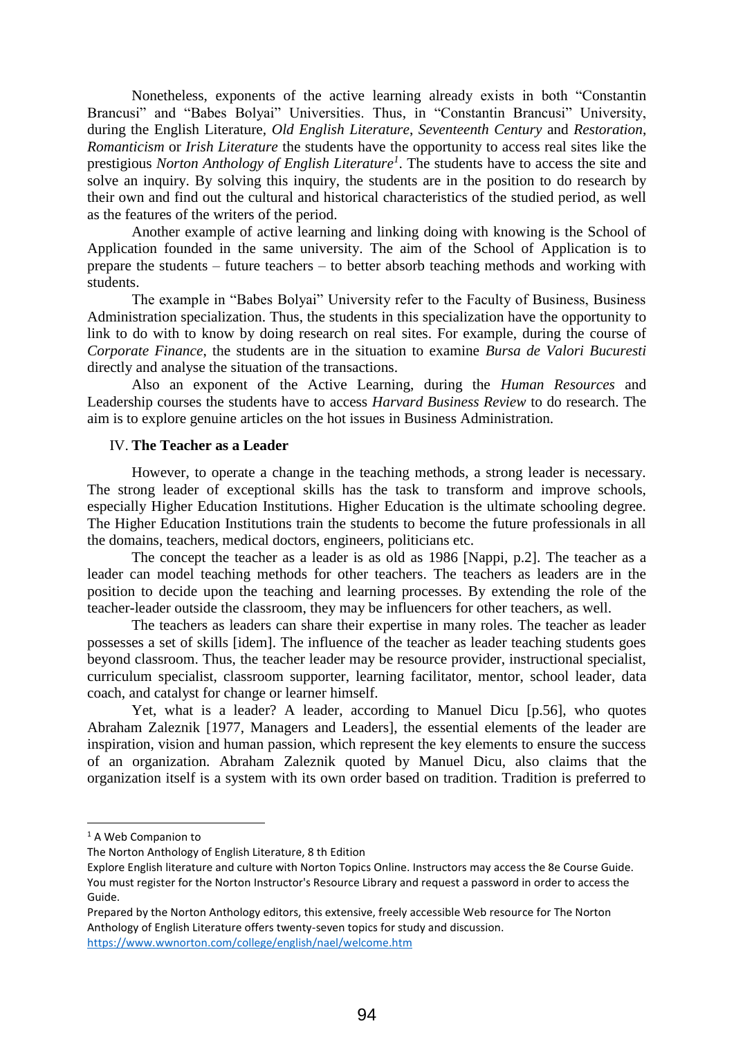Nonetheless, exponents of the active learning already exists in both "Constantin Brancusi" and "Babes Bolyai" Universities. Thus, in "Constantin Brancusi" University, during the English Literature, *Old English Literature*, *Seventeenth Century* and *Restoration*, *Romanticism* or *Irish Literature* the students have the opportunity to access real sites like the prestigious *Norton Anthology of English Literature*[1]. The students have to access the site and solve an inquiry. By solving this inquiry, the students are in the position to do research by their own and find out the cultural and historical characteristics of the studied period, as well as the features of the writers of the period.

Another example of active learning and linking doing with knowing is the School of Application founded in the same university. The aim of the School of Application is to prepare the students – future teachers – to better absorb teaching methods and working with students.

The example in "Babes Bolyai" University refer to the Faculty of Business, Business Administration specialization. Thus, the students in this specialization have the opportunity to link to do with to know by doing research on real sites. For example, during the course of *Corporate Finance*, the students are in the situation to examine *Bursa de Valori Bucuresti* directly and analyse the situation of the transactions.

Also an exponent of the Active Learning, during the *Human Resources* and Leadership courses the students have to access *Harvard Business Review* to do research. The aim is to explore genuine articles on the hot issues in Business Administration.

## IV. The Teacher as a Leader

However, to operate a change in the teaching methods, a strong leader is necessary. The strong leader of exceptional skills has the task to transform and improve schools, especially Higher Education Institutions. Higher Education is the ultimate schooling degree. The Higher Education Institutions train the students to become the future professionals in all the domains, teachers, medical doctors, engineers, politicians etc.

The concept the teacher as a leader is as old as 1986 [Nappi, p.2]. The teacher as a leader can model teaching methods for other teachers. The teachers as leaders are in the position to decide upon the teaching and learning processes. By extending the role of the teacher-leader outside the classroom, they may be influencers for other teachers, as well.

The teachers as leaders can share their expertise in many roles. The teacher as leader possesses a set of skills [idem]. The influence of the teacher as leader teaching students goes beyond classroom. Thus, the teacher leader may be resource provider, instructional specialist, curriculum specialist, classroom supporter, learning facilitator, mentor, school leader, data coach, and catalyst for change or learner himself.

Yet, what is a leader? A leader, according to Manuel Dicu [p.56], who quotes Abraham Zaleznik [1977, Managers and Leaders], the essential elements of the leader are inspiration, vision and human passion, which represent the key elements to ensure the success of an organization. Abraham Zaleznik quoted by Manuel Dicu, also claims that the organization itself is a system with its own order based on tradition. Tradition is preferred to

---

[1] A Web Companion to
The Norton Anthology of English Literature, 8 th Edition
Explore English literature and culture with Norton Topics Online. Instructors may access the 8e Course Guide. You must register for the Norton Instructor's Resource Library and request a password in order to access the Guide.
Prepared by the Norton Anthology editors, this extensive, freely accessible Web resource for The Norton Anthology of English Literature offers twenty-seven topics for study and discussion.
https://www.wwnorton.com/college/english/nael/welcome.htm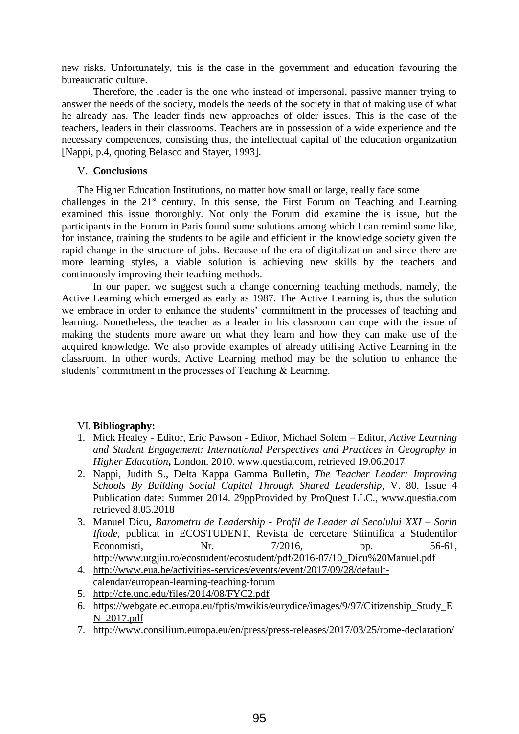new risks. Unfortunately, this is the case in the government and education favouring the bureaucratic culture.

Therefore, the leader is the one who instead of impersonal, passive manner trying to answer the needs of the society, models the needs of the society in that of making use of what he already has. The leader finds new approaches of older issues. This is the case of the teachers, leaders in their classrooms. Teachers are in possession of a wide experience and the necessary competences, consisting thus, the intellectual capital of the education organization [Nappi, p.4, quoting Belasco and Stayer, 1993].

## V. Conclusions

The Higher Education Institutions, no matter how small or large, really face some challenges in the 21st century. In this sense, the First Forum on Teaching and Learning examined this issue thoroughly. Not only the Forum did examine the is issue, but the participants in the Forum in Paris found some solutions among which I can remind some like, for instance, training the students to be agile and efficient in the knowledge society given the rapid change in the structure of jobs. Because of the era of digitalization and since there are more learning styles, a viable solution is achieving new skills by the teachers and continuously improving their teaching methods.

In our paper, we suggest such a change concerning teaching methods, namely, the Active Learning which emerged as early as 1987. The Active Learning is, thus the solution we embrace in order to enhance the students' commitment in the processes of teaching and learning. Nonetheless, the teacher as a leader in his classroom can cope with the issue of making the students more aware on what they learn and how they can make use of the acquired knowledge. We also provide examples of already utilising Active Learning in the classroom. In other words, Active Learning method may be the solution to enhance the students' commitment in the processes of Teaching & Learning.

## VI. Bibliography:

1. Mick Healey - Editor, Eric Pawson - Editor, Michael Solem – Editor, *Active Learning and Student Engagement: International Perspectives and Practices in Geography in Higher Education***,** London. 2010. www.questia.com, retrieved 19.06.2017
2. Nappi, Judith S., Delta Kappa Gamma Bulletin, *The Teacher Leader: Improving Schools By Building Social Capital Through Shared Leadership*, V. 80. Issue 4 Publication date: Summer 2014. 29ppProvided by ProQuest LLC., www.questia.com retrieved 8.05.2018
3. Manuel Dicu, *Barometru de Leadership - Profil de Leader al Secolului XXI – Sorin Iftode*, publicat in ECOSTUDENT, Revista de cercetare Stiintifica a Studentilor Economisti, Nr. 7/2016, pp. 56-61, http://www.utgjiu.ro/ecostudent/ecostudent/pdf/2016-07/10_Dicu%20Manuel.pdf
4. http://www.eua.be/activities-services/events/event/2017/09/28/default-calendar/european-learning-teaching-forum
5. http://cfe.unc.edu/files/2014/08/FYC2.pdf
6. https://webgate.ec.europa.eu/fpfis/mwikis/eurydice/images/9/97/Citizenship_Study_EN_2017.pdf
7. http://www.consilium.europa.eu/en/press/press-releases/2017/03/25/rome-declaration/